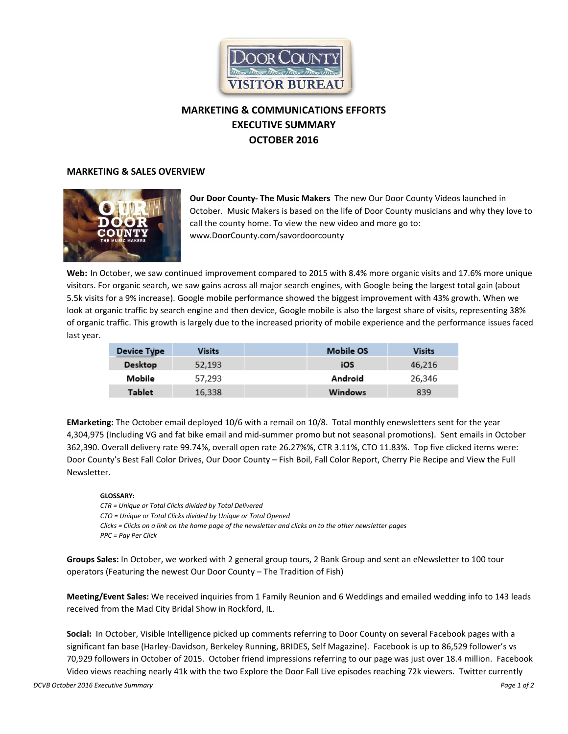# MARKETING & COMMUNICATIONS EFFORTS
# EXECUTIVE SUMMARY
# OCTOBER 2016

## MARKETING & SALES OVERVIEW

**Our Door County- The Music Makers** The new Our Door County Videos launched in October. Music Makers is based on the life of Door County musicians and why they love to call the county home. To view the new video and more go to: www.DoorCounty.com/savordoorcounty

**Web:** In October, we saw continued improvement compared to 2015 with 8.4% more organic visits and 17.6% more unique visitors. For organic search, we saw gains across all major search engines, with Google being the largest total gain (about 5.5k visits for a 9% increase). Google mobile performance showed the biggest improvement with 43% growth. When we look at organic traffic by search engine and then device, Google mobile is also the largest share of visits, representing 38% of organic traffic. This growth is largely due to the increased priority of mobile experience and the performance issues faced last year.

| Device Type | Visits | | Mobile OS | Visits |
|---|---|---|---|---|
| Desktop | 52,193 | | iOS | 46,216 |
| Mobile | 57,293 | | Android | 26,346 |
| Tablet | 16,338 | | Windows | 839 |

**EMarketing:** The October email deployed 10/6 with a remail on 10/8. Total monthly enewsletters sent for the year 4,304,975 (Including VG and fat bike email and mid-summer promo but not seasonal promotions). Sent emails in October 362,390. Overall delivery rate 99.74%, overall open rate 26.27%%, CTR 3.11%, CTO 11.83%. Top five clicked items were: Door County's Best Fall Color Drives, Our Door County – Fish Boil, Fall Color Report, Cherry Pie Recipe and View the Full Newsletter.

**GLOSSARY:**
*CTR = Unique or Total Clicks divided by Total Delivered*
*CTO = Unique or Total Clicks divided by Unique or Total Opened*
*Clicks = Clicks on a link on the home page of the newsletter and clicks on to the other newsletter pages*
*PPC = Pay Per Click*

**Groups Sales:** In October, we worked with 2 general group tours, 2 Bank Group and sent an eNewsletter to 100 tour operators (Featuring the newest Our Door County – The Tradition of Fish)

**Meeting/Event Sales:** We received inquiries from 1 Family Reunion and 6 Weddings and emailed wedding info to 143 leads received from the Mad City Bridal Show in Rockford, IL.

**Social:** In October, Visible Intelligence picked up comments referring to Door County on several Facebook pages with a significant fan base (Harley-Davidson, Berkeley Running, BRIDES, Self Magazine). Facebook is up to 86,529 follower's vs 70,929 followers in October of 2015. October friend impressions referring to our page was just over 18.4 million. Facebook Video views reaching nearly 41k with the two Explore the Door Fall Live episodes reaching 72k viewers. Twitter currently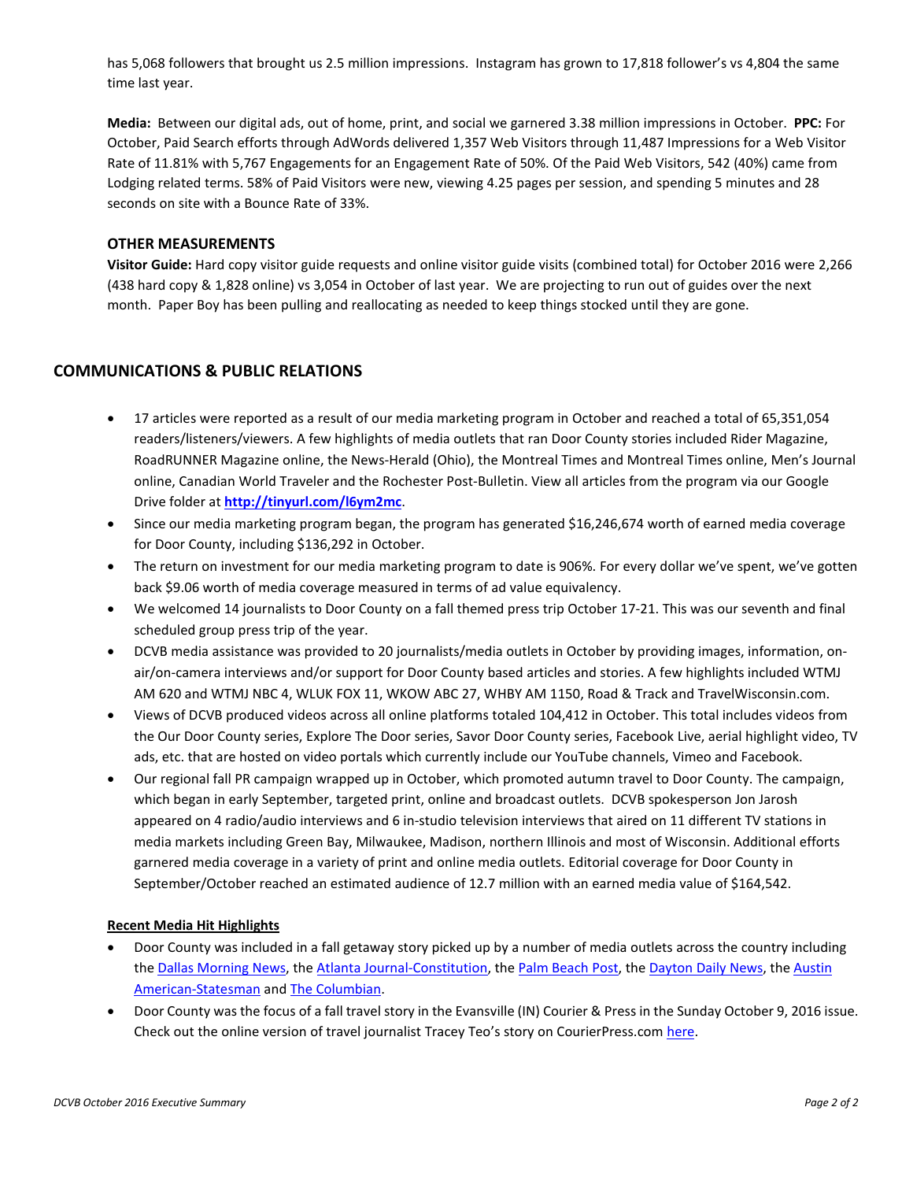has 5,068 followers that brought us 2.5 million impressions. Instagram has grown to 17,818 follower's vs 4,804 the same time last year.

**Media:** Between our digital ads, out of home, print, and social we garnered 3.38 million impressions in October. **PPC:** For October, Paid Search efforts through AdWords delivered 1,357 Web Visitors through 11,487 Impressions for a Web Visitor Rate of 11.81% with 5,767 Engagements for an Engagement Rate of 50%. Of the Paid Web Visitors, 542 (40%) came from Lodging related terms. 58% of Paid Visitors were new, viewing 4.25 pages per session, and spending 5 minutes and 28 seconds on site with a Bounce Rate of 33%.

### OTHER MEASUREMENTS

**Visitor Guide:** Hard copy visitor guide requests and online visitor guide visits (combined total) for October 2016 were 2,266 (438 hard copy & 1,828 online) vs 3,054 in October of last year. We are projecting to run out of guides over the next month. Paper Boy has been pulling and reallocating as needed to keep things stocked until they are gone.

## COMMUNICATIONS & PUBLIC RELATIONS

- 17 articles were reported as a result of our media marketing program in October and reached a total of 65,351,054 readers/listeners/viewers. A few highlights of media outlets that ran Door County stories included Rider Magazine, RoadRUNNER Magazine online, the News-Herald (Ohio), the Montreal Times and Montreal Times online, Men's Journal online, Canadian World Traveler and the Rochester Post-Bulletin. View all articles from the program via our Google Drive folder at **http://tinyurl.com/l6ym2mc**.
- Since our media marketing program began, the program has generated $16,246,674 worth of earned media coverage for Door County, including $136,292 in October.
- The return on investment for our media marketing program to date is 906%. For every dollar we've spent, we've gotten back $9.06 worth of media coverage measured in terms of ad value equivalency.
- We welcomed 14 journalists to Door County on a fall themed press trip October 17-21. This was our seventh and final scheduled group press trip of the year.
- DCVB media assistance was provided to 20 journalists/media outlets in October by providing images, information, on-air/on-camera interviews and/or support for Door County based articles and stories. A few highlights included WTMJ AM 620 and WTMJ NBC 4, WLUK FOX 11, WKOW ABC 27, WHBY AM 1150, Road & Track and TravelWisconsin.com.
- Views of DCVB produced videos across all online platforms totaled 104,412 in October. This total includes videos from the Our Door County series, Explore The Door series, Savor Door County series, Facebook Live, aerial highlight video, TV ads, etc. that are hosted on video portals which currently include our YouTube channels, Vimeo and Facebook.
- Our regional fall PR campaign wrapped up in October, which promoted autumn travel to Door County. The campaign, which began in early September, targeted print, online and broadcast outlets. DCVB spokesperson Jon Jarosh appeared on 4 radio/audio interviews and 6 in-studio television interviews that aired on 11 different TV stations in media markets including Green Bay, Milwaukee, Madison, northern Illinois and most of Wisconsin. Additional efforts garnered media coverage in a variety of print and online media outlets. Editorial coverage for Door County in September/October reached an estimated audience of 12.7 million with an earned media value of $164,542.

**Recent Media Hit Highlights**

- Door County was included in a fall getaway story picked up by a number of media outlets across the country including the Dallas Morning News, the Atlanta Journal-Constitution, the Palm Beach Post, the Dayton Daily News, the Austin American-Statesman and The Columbian.
- Door County was the focus of a fall travel story in the Evansville (IN) Courier & Press in the Sunday October 9, 2016 issue. Check out the online version of travel journalist Tracey Teo's story on CourierPress.com here.